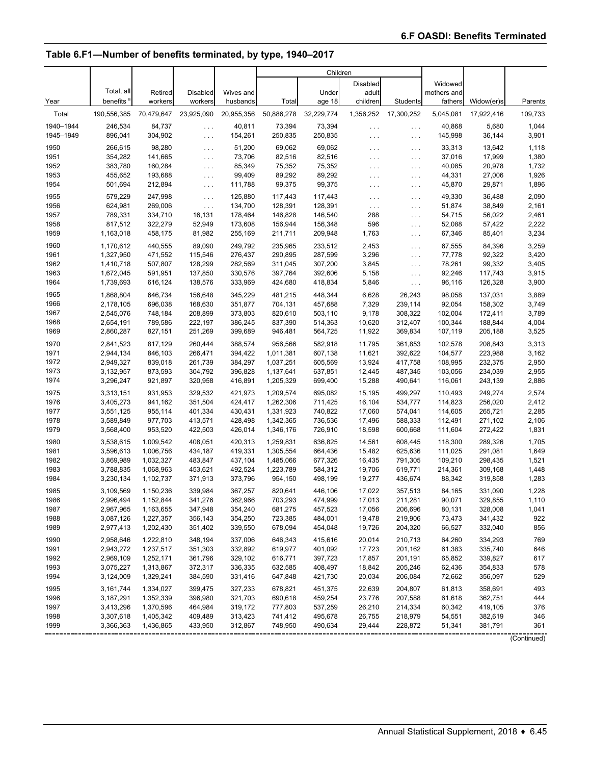## Table 6.F1—Number of benefits terminated, by type, 1940–2017

| Year | Total, all benefits [a] | Retired workers | Disabled workers | Wives and husbands | Children | | | | Widowed mothers and fathers | Widow(er)s | Parents |
|---|---|---|---|---|---|---|---|---|---|---|---|
| | | | | | Total | Under age 18 | Disabled adult children | Students | | | |
| Total | 190,556,385 | 70,479,647 | 23,925,090 | 20,955,356 | 50,886,278 | 32,229,774 | 1,356,252 | 17,300,252 | 5,045,081 | 17,922,416 | 109,733 |
| 1940–1944 | 246,534 | 84,737 | . . . | 40,811 | 73,394 | 73,394 | . . . | . . . | 40,868 | 5,680 | 1,044 |
| 1945–1949 | 896,041 | 304,902 | . . . | 154,261 | 250,835 | 250,835 | . . . | . . . | 145,998 | 36,144 | 3,901 |
| 1950 | 266,615 | 98,280 | . . . | 51,200 | 69,062 | 69,062 | . . . | . . . | 33,313 | 13,642 | 1,118 |
| 1951 | 354,282 | 141,665 | . . . | 73,706 | 82,516 | 82,516 | . . . | . . . | 37,016 | 17,999 | 1,380 |
| 1952 | 383,780 | 160,284 | . . . | 85,349 | 75,352 | 75,352 | . . . | . . . | 40,085 | 20,978 | 1,732 |
| 1953 | 455,652 | 193,688 | . . . | 99,409 | 89,292 | 89,292 | . . . | . . . | 44,331 | 27,006 | 1,926 |
| 1954 | 501,694 | 212,894 | . . . | 111,788 | 99,375 | 99,375 | . . . | . . . | 45,870 | 29,871 | 1,896 |
| 1955 | 579,229 | 247,998 | . . . | 125,880 | 117,443 | 117,443 | . . . | . . . | 49,330 | 36,488 | 2,090 |
| 1956 | 624,981 | 269,006 | . . . | 134,700 | 128,391 | 128,391 | . . . | . . . | 51,874 | 38,849 | 2,161 |
| 1957 | 789,331 | 334,710 | 16,131 | 178,464 | 146,828 | 146,540 | 288 | . . . | 54,715 | 56,022 | 2,461 |
| 1958 | 817,512 | 322,279 | 52,949 | 173,608 | 156,944 | 156,348 | 596 | . . . | 52,088 | 57,422 | 2,222 |
| 1959 | 1,163,018 | 458,175 | 81,982 | 255,169 | 211,711 | 209,948 | 1,763 | . . . | 67,346 | 85,401 | 3,234 |
| 1960 | 1,170,612 | 440,555 | 89,090 | 249,792 | 235,965 | 233,512 | 2,453 | . . . | 67,555 | 84,396 | 3,259 |
| 1961 | 1,327,950 | 471,552 | 115,546 | 276,437 | 290,895 | 287,599 | 3,296 | . . . | 77,778 | 92,322 | 3,420 |
| 1962 | 1,410,718 | 507,807 | 128,299 | 282,569 | 311,045 | 307,200 | 3,845 | . . . | 78,261 | 99,332 | 3,405 |
| 1963 | 1,672,045 | 591,951 | 137,850 | 330,576 | 397,764 | 392,606 | 5,158 | . . . | 92,246 | 117,743 | 3,915 |
| 1964 | 1,739,693 | 616,124 | 138,576 | 333,969 | 424,680 | 418,834 | 5,846 | . . . | 96,116 | 126,328 | 3,900 |
| 1965 | 1,868,804 | 646,734 | 156,648 | 345,229 | 481,215 | 448,344 | 6,628 | 26,243 | 98,058 | 137,031 | 3,889 |
| 1966 | 2,178,105 | 696,038 | 168,630 | 351,877 | 704,131 | 457,688 | 7,329 | 239,114 | 92,054 | 158,302 | 3,749 |
| 1967 | 2,545,076 | 748,184 | 208,899 | 373,803 | 820,610 | 503,110 | 9,178 | 308,322 | 102,004 | 172,411 | 3,789 |
| 1968 | 2,654,191 | 789,586 | 222,197 | 386,245 | 837,390 | 514,363 | 10,620 | 312,407 | 100,344 | 188,844 | 4,004 |
| 1969 | 2,860,287 | 827,151 | 251,269 | 399,689 | 946,481 | 564,725 | 11,922 | 369,834 | 107,119 | 205,188 | 3,525 |
| 1970 | 2,841,523 | 817,129 | 260,444 | 388,574 | 956,566 | 582,918 | 11,795 | 361,853 | 102,578 | 208,843 | 3,313 |
| 1971 | 2,944,134 | 846,103 | 266,471 | 394,422 | 1,011,381 | 607,138 | 11,621 | 392,622 | 104,577 | 223,988 | 3,162 |
| 1972 | 2,949,327 | 839,018 | 261,739 | 384,297 | 1,037,251 | 605,569 | 13,924 | 417,758 | 108,995 | 232,375 | 2,950 |
| 1973 | 3,132,957 | 873,593 | 304,792 | 396,828 | 1,137,641 | 637,851 | 12,445 | 487,345 | 103,056 | 234,039 | 2,955 |
| 1974 | 3,296,247 | 921,897 | 320,958 | 416,891 | 1,205,329 | 699,400 | 15,288 | 490,641 | 116,061 | 243,139 | 2,886 |
| 1975 | 3,313,151 | 931,953 | 329,532 | 421,973 | 1,209,574 | 695,082 | 15,195 | 499,297 | 110,493 | 249,274 | 2,574 |
| 1976 | 3,405,273 | 941,162 | 351,504 | 424,417 | 1,262,306 | 711,425 | 16,104 | 534,777 | 114,823 | 256,020 | 2,412 |
| 1977 | 3,551,125 | 955,114 | 401,334 | 430,431 | 1,331,923 | 740,822 | 17,060 | 574,041 | 114,605 | 265,721 | 2,285 |
| 1978 | 3,589,849 | 977,703 | 413,571 | 428,498 | 1,342,365 | 736,536 | 17,496 | 588,333 | 112,491 | 271,102 | 2,106 |
| 1979 | 3,568,400 | 953,520 | 422,503 | 426,014 | 1,346,176 | 726,910 | 18,598 | 600,668 | 111,604 | 272,422 | 1,831 |
| 1980 | 3,538,615 | 1,009,542 | 408,051 | 420,313 | 1,259,831 | 636,825 | 14,561 | 608,445 | 118,300 | 289,326 | 1,705 |
| 1981 | 3,596,613 | 1,006,756 | 434,187 | 419,331 | 1,305,554 | 664,436 | 15,482 | 625,636 | 111,025 | 291,081 | 1,649 |
| 1982 | 3,869,989 | 1,032,327 | 483,847 | 437,104 | 1,485,066 | 677,326 | 16,435 | 791,305 | 109,210 | 298,435 | 1,521 |
| 1983 | 3,788,835 | 1,068,963 | 453,621 | 492,524 | 1,223,789 | 584,312 | 19,706 | 619,771 | 214,361 | 309,168 | 1,448 |
| 1984 | 3,230,134 | 1,102,737 | 371,913 | 373,796 | 954,150 | 498,199 | 19,277 | 436,674 | 88,342 | 319,858 | 1,283 |
| 1985 | 3,109,569 | 1,150,236 | 339,984 | 367,257 | 820,641 | 446,106 | 17,022 | 357,513 | 84,165 | 331,090 | 1,228 |
| 1986 | 2,996,494 | 1,152,844 | 341,276 | 362,966 | 703,293 | 474,999 | 17,013 | 211,281 | 90,071 | 329,855 | 1,110 |
| 1987 | 2,967,965 | 1,163,655 | 347,948 | 354,240 | 681,275 | 457,523 | 17,056 | 206,696 | 80,131 | 328,008 | 1,041 |
| 1988 | 3,087,126 | 1,227,357 | 356,143 | 354,250 | 723,385 | 484,001 | 19,478 | 219,906 | 73,473 | 341,432 | 922 |
| 1989 | 2,977,413 | 1,202,430 | 351,402 | 339,550 | 678,094 | 454,048 | 19,726 | 204,320 | 66,527 | 332,040 | 856 |
| 1990 | 2,958,646 | 1,222,810 | 348,194 | 337,006 | 646,343 | 415,616 | 20,014 | 210,713 | 64,260 | 334,293 | 769 |
| 1991 | 2,943,272 | 1,237,517 | 351,303 | 332,892 | 619,977 | 401,092 | 17,723 | 201,162 | 61,383 | 335,740 | 646 |
| 1992 | 2,969,109 | 1,252,171 | 361,796 | 329,102 | 616,771 | 397,723 | 17,857 | 201,191 | 65,852 | 339,827 | 617 |
| 1993 | 3,075,227 | 1,313,867 | 372,317 | 336,335 | 632,585 | 408,497 | 18,842 | 205,246 | 62,436 | 354,833 | 578 |
| 1994 | 3,124,009 | 1,329,241 | 384,590 | 331,416 | 647,848 | 421,730 | 20,034 | 206,084 | 72,662 | 356,097 | 529 |
| 1995 | 3,161,744 | 1,334,027 | 399,475 | 327,233 | 678,821 | 451,375 | 22,639 | 204,807 | 61,813 | 358,691 | 493 |
| 1996 | 3,187,291 | 1,352,339 | 396,980 | 321,703 | 690,618 | 459,254 | 23,776 | 207,588 | 61,618 | 362,751 | 444 |
| 1997 | 3,413,296 | 1,370,596 | 464,984 | 319,172 | 777,803 | 537,259 | 26,210 | 214,334 | 60,342 | 419,105 | 376 |
| 1998 | 3,307,618 | 1,405,342 | 409,489 | 313,423 | 741,412 | 495,678 | 26,755 | 218,979 | 54,551 | 382,619 | 346 |
| 1999 | 3,366,363 | 1,436,865 | 433,950 | 312,867 | 748,950 | 490,634 | 29,444 | 228,872 | 51,341 | 381,791 | 361 |

(Continued)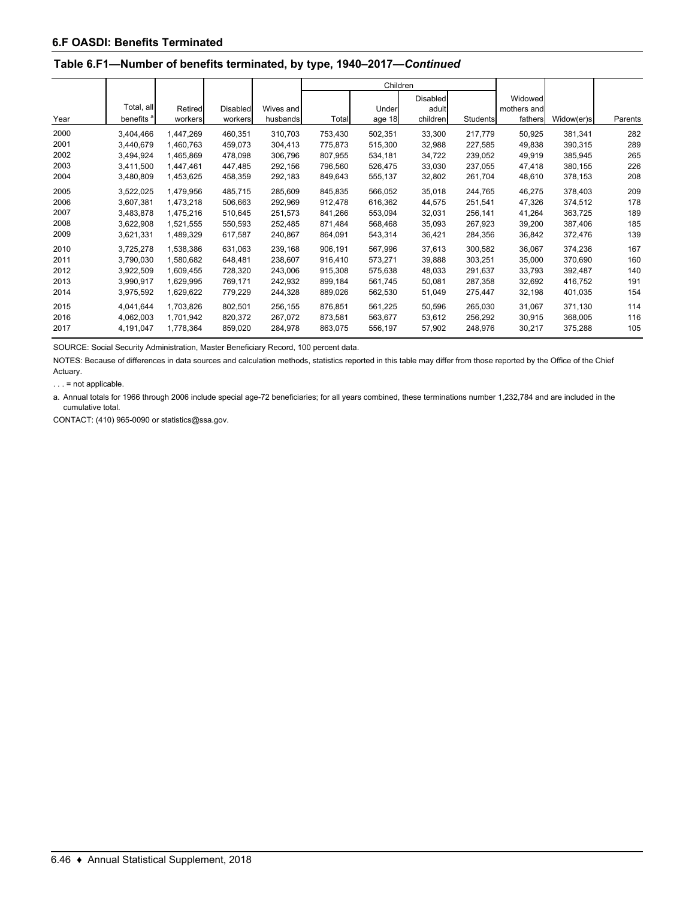## 6.F OASDI: Benefits Terminated

### Table 6.F1—Number of benefits terminated, by type, 1940–2017—*Continued*

| Year | Total, all benefits [a] | Retired workers | Disabled workers | Wives and husbands | Children | | | | Widowed mothers and fathers | Widow(er)s | Parents |
|---|---|---|---|---|---|---|---|---|---|---|---|
| | | | | | Total | Under age 18 | Disabled adult children | Students | | | |
| 2000 | 3,404,466 | 1,447,269 | 460,351 | 310,703 | 753,430 | 502,351 | 33,300 | 217,779 | 50,925 | 381,341 | 282 |
| 2001 | 3,440,679 | 1,460,763 | 459,073 | 304,413 | 775,873 | 515,300 | 32,988 | 227,585 | 49,838 | 390,315 | 289 |
| 2002 | 3,494,924 | 1,465,869 | 478,098 | 306,796 | 807,955 | 534,181 | 34,722 | 239,052 | 49,919 | 385,945 | 265 |
| 2003 | 3,411,500 | 1,447,461 | 447,485 | 292,156 | 796,560 | 526,475 | 33,030 | 237,055 | 47,418 | 380,155 | 226 |
| 2004 | 3,480,809 | 1,453,625 | 458,359 | 292,183 | 849,643 | 555,137 | 32,802 | 261,704 | 48,610 | 378,153 | 208 |
| 2005 | 3,522,025 | 1,479,956 | 485,715 | 285,609 | 845,835 | 566,052 | 35,018 | 244,765 | 46,275 | 378,403 | 209 |
| 2006 | 3,607,381 | 1,473,218 | 506,663 | 292,969 | 912,478 | 616,362 | 44,575 | 251,541 | 47,326 | 374,512 | 178 |
| 2007 | 3,483,878 | 1,475,216 | 510,645 | 251,573 | 841,266 | 553,094 | 32,031 | 256,141 | 41,264 | 363,725 | 189 |
| 2008 | 3,622,908 | 1,521,555 | 550,593 | 252,485 | 871,484 | 568,468 | 35,093 | 267,923 | 39,200 | 387,406 | 185 |
| 2009 | 3,621,331 | 1,489,329 | 617,587 | 240,867 | 864,091 | 543,314 | 36,421 | 284,356 | 36,842 | 372,476 | 139 |
| 2010 | 3,725,278 | 1,538,386 | 631,063 | 239,168 | 906,191 | 567,996 | 37,613 | 300,582 | 36,067 | 374,236 | 167 |
| 2011 | 3,790,030 | 1,580,682 | 648,481 | 238,607 | 916,410 | 573,271 | 39,888 | 303,251 | 35,000 | 370,690 | 160 |
| 2012 | 3,922,509 | 1,609,455 | 728,320 | 243,006 | 915,308 | 575,638 | 48,033 | 291,637 | 33,793 | 392,487 | 140 |
| 2013 | 3,990,917 | 1,629,995 | 769,171 | 242,932 | 899,184 | 561,745 | 50,081 | 287,358 | 32,692 | 416,752 | 191 |
| 2014 | 3,975,592 | 1,629,622 | 779,229 | 244,328 | 889,026 | 562,530 | 51,049 | 275,447 | 32,198 | 401,035 | 154 |
| 2015 | 4,041,644 | 1,703,826 | 802,501 | 256,155 | 876,851 | 561,225 | 50,596 | 265,030 | 31,067 | 371,130 | 114 |
| 2016 | 4,062,003 | 1,701,942 | 820,372 | 267,072 | 873,581 | 563,677 | 53,612 | 256,292 | 30,915 | 368,005 | 116 |
| 2017 | 4,191,047 | 1,778,364 | 859,020 | 284,978 | 863,075 | 556,197 | 57,902 | 248,976 | 30,217 | 375,288 | 105 |

SOURCE: Social Security Administration, Master Beneficiary Record, 100 percent data.

NOTES: Because of differences in data sources and calculation methods, statistics reported in this table may differ from those reported by the Office of the Chief Actuary.

. . . = not applicable.

a. Annual totals for 1966 through 2006 include special age-72 beneficiaries; for all years combined, these terminations number 1,232,784 and are included in the cumulative total.

CONTACT: (410) 965-0090 or statistics@ssa.gov.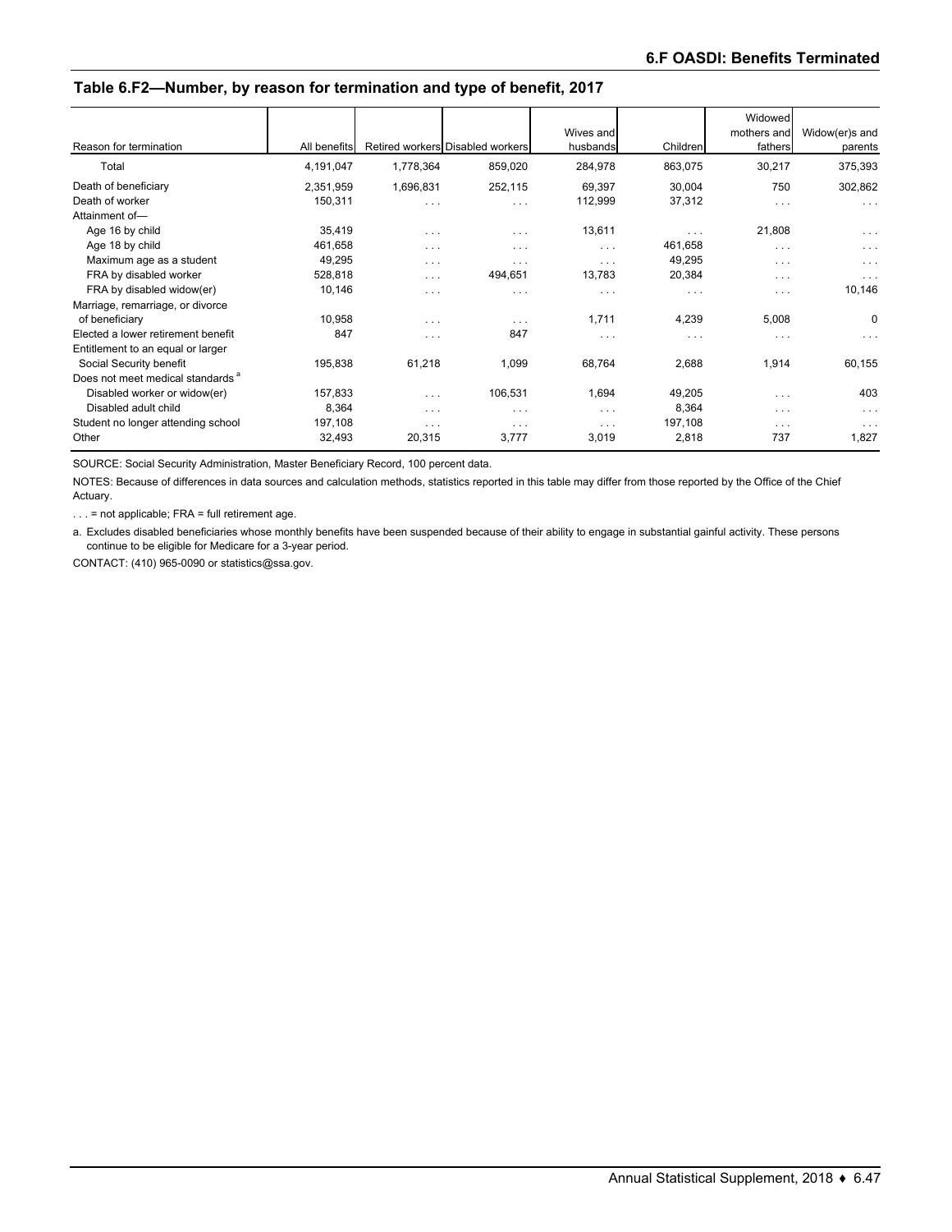## Table 6.F2—Number, by reason for termination and type of benefit, 2017

| Reason for termination | All benefits | Retired workers | Disabled workers | Wives and husbands | Children | Widowed mothers and fathers | Widow(er)s and parents |
|---|---|---|---|---|---|---|---|
| Total | 4,191,047 | 1,778,364 | 859,020 | 284,978 | 863,075 | 30,217 | 375,393 |
| Death of beneficiary | 2,351,959 | 1,696,831 | 252,115 | 69,397 | 30,004 | 750 | 302,862 |
| Death of worker | 150,311 | . . . | . . . | 112,999 | 37,312 | . . . | . . . |
| Attainment of— | | | | | | | |
| Age 16 by child | 35,419 | . . . | . . . | 13,611 | . . . | 21,808 | . . . |
| Age 18 by child | 461,658 | . . . | . . . | . . . | 461,658 | . . . | . . . |
| Maximum age as a student | 49,295 | . . . | . . . | . . . | 49,295 | . . . | . . . |
| FRA by disabled worker | 528,818 | . . . | 494,651 | 13,783 | 20,384 | . . . | . . . |
| FRA by disabled widow(er) | 10,146 | . . . | . . . | . . . | . . . | . . . | 10,146 |
| Marriage, remarriage, or divorce of beneficiary | 10,958 | . . . | . . . | 1,711 | 4,239 | 5,008 | 0 |
| Elected a lower retirement benefit | 847 | . . . | 847 | . . . | . . . | . . . | . . . |
| Entitlement to an equal or larger Social Security benefit | 195,838 | 61,218 | 1,099 | 68,764 | 2,688 | 1,914 | 60,155 |
| Does not meet medical standards [a] | | | | | | | |
| Disabled worker or widow(er) | 157,833 | . . . | 106,531 | 1,694 | 49,205 | . . . | 403 |
| Disabled adult child | 8,364 | . . . | . . . | . . . | 8,364 | . . . | . . . |
| Student no longer attending school | 197,108 | . . . | . . . | . . . | 197,108 | . . . | . . . |
| Other | 32,493 | 20,315 | 3,777 | 3,019 | 2,818 | 737 | 1,827 |

SOURCE: Social Security Administration, Master Beneficiary Record, 100 percent data.

NOTES: Because of differences in data sources and calculation methods, statistics reported in this table may differ from those reported by the Office of the Chief Actuary.

. . . = not applicable; FRA = full retirement age.

a. Excludes disabled beneficiaries whose monthly benefits have been suspended because of their ability to engage in substantial gainful activity. These persons continue to be eligible for Medicare for a 3-year period.

CONTACT: (410) 965-0090 or statistics@ssa.gov.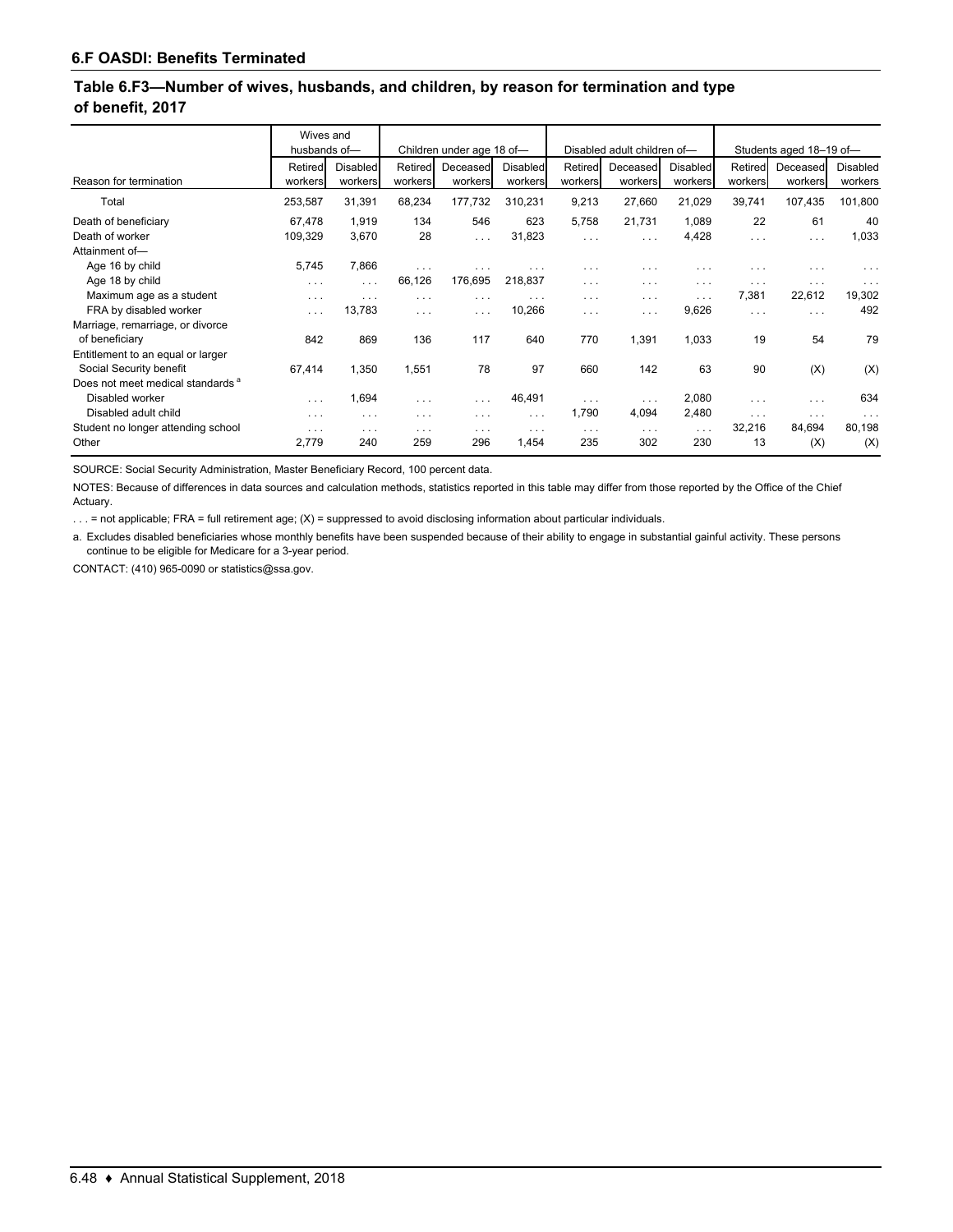## 6.F OASDI: Benefits Terminated

### Table 6.F3—Number of wives, husbands, and children, by reason for termination and type of benefit, 2017

| | Wives and husbands of— | | Children under age 18 of— | | | Disabled adult children of— | | | Students aged 18–19 of— | | |
|---|---|---|---|---|---|---|---|---|---|---|---|
| Reason for termination | Retired workers | Disabled workers | Retired workers | Deceased workers | Disabled workers | Retired workers | Deceased workers | Disabled workers | Retired workers | Deceased workers | Disabled workers |
| Total | 253,587 | 31,391 | 68,234 | 177,732 | 310,231 | 9,213 | 27,660 | 21,029 | 39,741 | 107,435 | 101,800 |
| Death of beneficiary | 67,478 | 1,919 | 134 | 546 | 623 | 5,758 | 21,731 | 1,089 | 22 | 61 | 40 |
| Death of worker | 109,329 | 3,670 | 28 | . . . | 31,823 | . . . | . . . | 4,428 | . . . | . . . | 1,033 |
| Attainment of— | | | | | | | | | | | |
| Age 16 by child | 5,745 | 7,866 | . . . | . . . | . . . | . . . | . . . | . . . | . . . | . . . | . . . |
| Age 18 by child | . . . | . . . | 66,126 | 176,695 | 218,837 | . . . | . . . | . . . | . . . | . . . | . . . |
| Maximum age as a student | . . . | . . . | . . . | . . . | . . . | . . . | . . . | . . . | 7,381 | 22,612 | 19,302 |
| FRA by disabled worker | . . . | 13,783 | . . . | . . . | 10,266 | . . . | . . . | 9,626 | . . . | . . . | 492 |
| Marriage, remarriage, or divorce of beneficiary | 842 | 869 | 136 | 117 | 640 | 770 | 1,391 | 1,033 | 19 | 54 | 79 |
| Entitlement to an equal or larger Social Security benefit | 67,414 | 1,350 | 1,551 | 78 | 97 | 660 | 142 | 63 | 90 | (X) | (X) |
| Does not meet medical standards [a] | | | | | | | | | | | |
| Disabled worker | . . . | 1,694 | . . . | . . . | 46,491 | . . . | . . . | 2,080 | . . . | . . . | 634 |
| Disabled adult child | . . . | . . . | . . . | . . . | . . . | 1,790 | 4,094 | 2,480 | . . . | . . . | . . . |
| Student no longer attending school | . . . | . . . | . . . | . . . | . . . | . . . | . . . | . . . | 32,216 | 84,694 | 80,198 |
| Other | 2,779 | 240 | 259 | 296 | 1,454 | 235 | 302 | 230 | 13 | (X) | (X) |

SOURCE: Social Security Administration, Master Beneficiary Record, 100 percent data.

NOTES: Because of differences in data sources and calculation methods, statistics reported in this table may differ from those reported by the Office of the Chief Actuary.

. . . = not applicable; FRA = full retirement age; (X) = suppressed to avoid disclosing information about particular individuals.

a. Excludes disabled beneficiaries whose monthly benefits have been suspended because of their ability to engage in substantial gainful activity. These persons continue to be eligible for Medicare for a 3-year period.

CONTACT: (410) 965-0090 or statistics@ssa.gov.